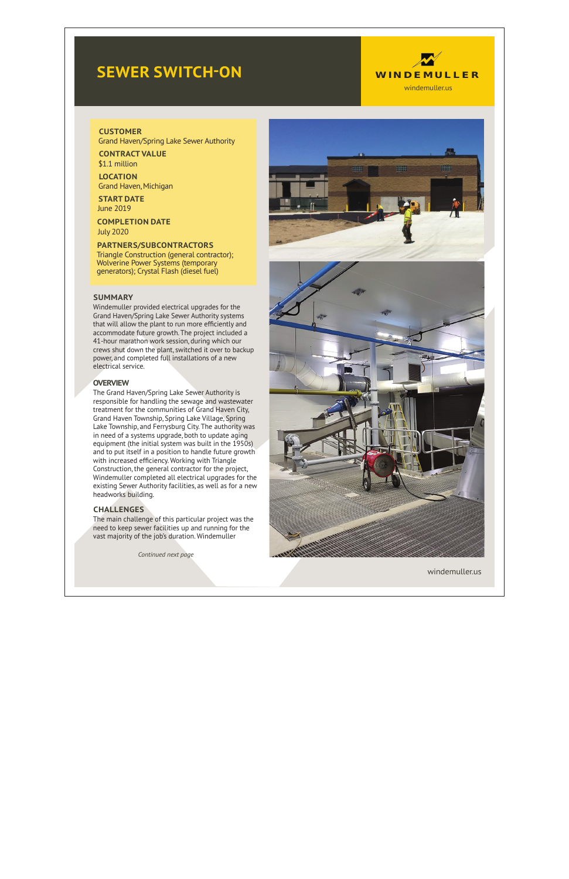# SEWER SWITCH-ON

WINDEMULLER
windemuller.us

**CUSTOMER**
Grand Haven/Spring Lake Sewer Authority

**CONTRACT VALUE**
$1.1 million

**LOCATION**
Grand Haven, Michigan

**START DATE**
June 2019

**COMPLETION DATE**
July 2020

**PARTNERS/SUBCONTRACTORS**
Triangle Construction (general contractor); Wolverine Power Systems (temporary generators); Crystal Flash (diesel fuel)

## SUMMARY

Windemuller provided electrical upgrades for the Grand Haven/Spring Lake Sewer Authority systems that will allow the plant to run more efficiently and accommodate future growth. The project included a 41-hour marathon work session, during which our crews shut down the plant, switched it over to backup power, and completed full installations of a new electrical service.

## OVERVIEW

The Grand Haven/Spring Lake Sewer Authority is responsible for handling the sewage and wastewater treatment for the communities of Grand Haven City, Grand Haven Township, Spring Lake Village, Spring Lake Township, and Ferrysburg City. The authority was in need of a systems upgrade, both to update aging equipment (the initial system was built in the 1950s) and to put itself in a position to handle future growth with increased efficiency. Working with Triangle Construction, the general contractor for the project, Windemuller completed all electrical upgrades for the existing Sewer Authority facilities, as well as for a new headworks building.

## CHALLENGES

The main challenge of this particular project was the need to keep sewer facilities up and running for the vast majority of the job's duration. Windemuller

*Continued next page*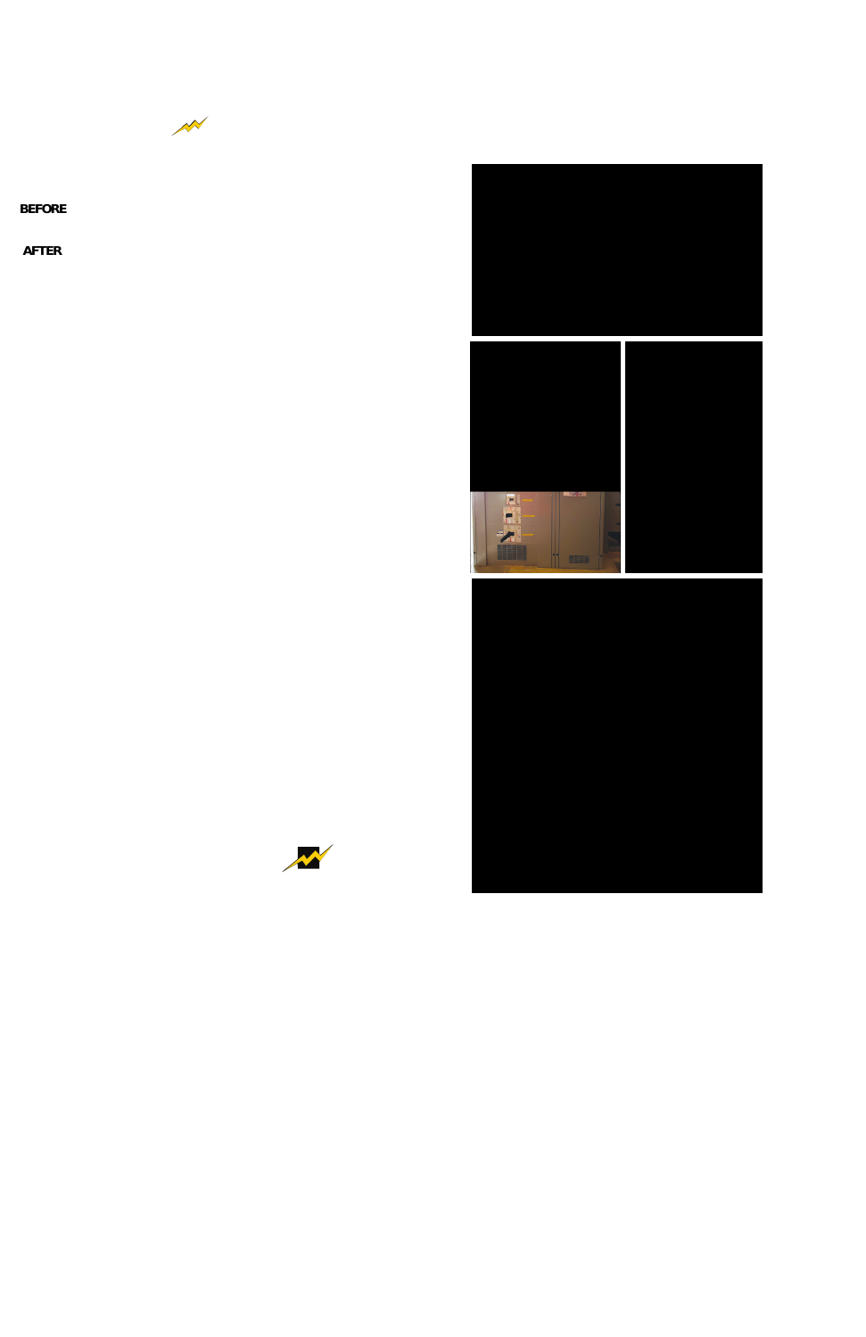**BEFORE**

**AFTER**